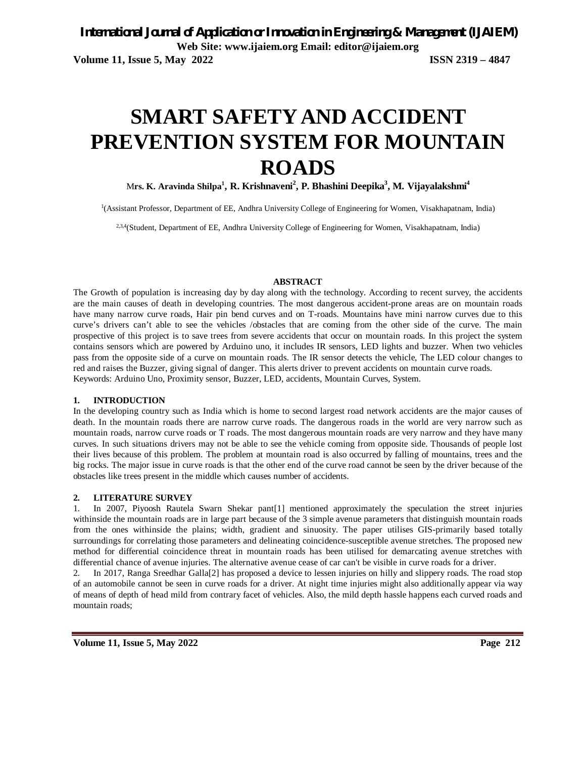# SMART SAFETY AND ACCIDENT PREVENTION SYSTEM FOR MOUNTAIN ROADS

**Mrs. K. Aravinda Shilpa[1], R. Krishnaveni[2], P. Bhashini Deepika[3], M. Vijayalakshmi[4]**

[1](Assistant Professor, Department of EE, Andhra University College of Engineering for Women, Visakhapatnam, India)

[2,3,4](Student, Department of EE, Andhra University College of Engineering for Women, Visakhapatnam, India)

**ABSTRACT**

The Growth of population is increasing day by day along with the technology. According to recent survey, the accidents are the main causes of death in developing countries. The most dangerous accident-prone areas are on mountain roads have many narrow curve roads, Hair pin bend curves and on T-roads. Mountains have mini narrow curves due to this curve's drivers can't able to see the vehicles /obstacles that are coming from the other side of the curve. The main prospective of this project is to save trees from severe accidents that occur on mountain roads. In this project the system contains sensors which are powered by Arduino uno, it includes IR sensors, LED lights and buzzer. When two vehicles pass from the opposite side of a curve on mountain roads. The IR sensor detects the vehicle, The LED colour changes to red and raises the Buzzer, giving signal of danger. This alerts driver to prevent accidents on mountain curve roads.

Keywords: Arduino Uno, Proximity sensor, Buzzer, LED, accidents, Mountain Curves, System.

## 1. INTRODUCTION

In the developing country such as India which is home to second largest road network accidents are the major causes of death. In the mountain roads there are narrow curve roads. The dangerous roads in the world are very narrow such as mountain roads, narrow curve roads or T roads. The most dangerous mountain roads are very narrow and they have many curves. In such situations drivers may not be able to see the vehicle coming from opposite side. Thousands of people lost their lives because of this problem. The problem at mountain road is also occurred by falling of mountains, trees and the big rocks. The major issue in curve roads is that the other end of the curve road cannot be seen by the driver because of the obstacles like trees present in the middle which causes number of accidents.

## 2. LITERATURE SURVEY

1. In 2007, Piyoosh Rautela Swarn Shekar pant[1] mentioned approximately the speculation the street injuries withinside the mountain roads are in large part because of the 3 simple avenue parameters that distinguish mountain roads from the ones withinside the plains; width, gradient and sinuosity. The paper utilises GIS-primarily based totally surroundings for correlating those parameters and delineating coincidence-susceptible avenue stretches. The proposed new method for differential coincidence threat in mountain roads has been utilised for demarcating avenue stretches with differential chance of avenue injuries. The alternative avenue cease of car can't be visible in curve roads for a driver.
2. In 2017, Ranga Sreedhar Galla[2] has proposed a device to lessen injuries on hilly and slippery roads. The road stop of an automobile cannot be seen in curve roads for a driver. At night time injuries might also additionally appear via way of means of depth of head mild from contrary facet of vehicles. Also, the mild depth hassle happens each curved roads and mountain roads;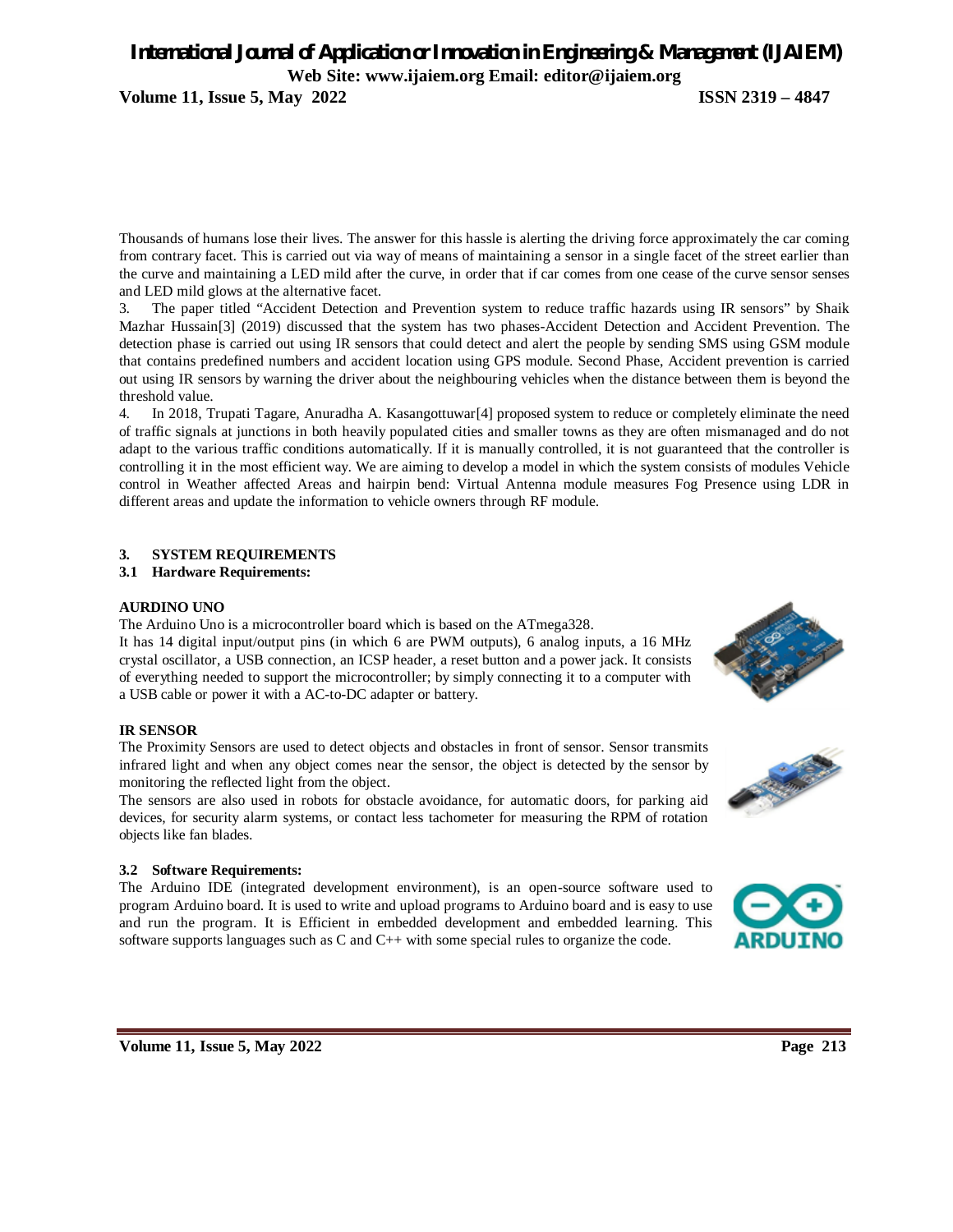Thousands of humans lose their lives. The answer for this hassle is alerting the driving force approximately the car coming from contrary facet. This is carried out via way of means of maintaining a sensor in a single facet of the street earlier than the curve and maintaining a LED mild after the curve, in order that if car comes from one cease of the curve sensor senses and LED mild glows at the alternative facet.

3. The paper titled "Accident Detection and Prevention system to reduce traffic hazards using IR sensors" by Shaik Mazhar Hussain[3] (2019) discussed that the system has two phases-Accident Detection and Accident Prevention. The detection phase is carried out using IR sensors that could detect and alert the people by sending SMS using GSM module that contains predefined numbers and accident location using GPS module. Second Phase, Accident prevention is carried out using IR sensors by warning the driver about the neighbouring vehicles when the distance between them is beyond the threshold value.

4. In 2018, Trupati Tagare, Anuradha A. Kasangottuwar[4] proposed system to reduce or completely eliminate the need of traffic signals at junctions in both heavily populated cities and smaller towns as they are often mismanaged and do not adapt to the various traffic conditions automatically. If it is manually controlled, it is not guaranteed that the controller is controlling it in the most efficient way. We are aiming to develop a model in which the system consists of modules Vehicle control in Weather affected Areas and hairpin bend: Virtual Antenna module measures Fog Presence using LDR in different areas and update the information to vehicle owners through RF module.

## 3. SYSTEM REQUIREMENTS

### 3.1 Hardware Requirements:

**AURDINO UNO**

The Arduino Uno is a microcontroller board which is based on the ATmega328.

It has 14 digital input/output pins (in which 6 are PWM outputs), 6 analog inputs, a 16 MHz crystal oscillator, a USB connection, an ICSP header, a reset button and a power jack. It consists of everything needed to support the microcontroller; by simply connecting it to a computer with a USB cable or power it with a AC-to-DC adapter or battery.

**IR SENSOR**

The Proximity Sensors are used to detect objects and obstacles in front of sensor. Sensor transmits infrared light and when any object comes near the sensor, the object is detected by the sensor by monitoring the reflected light from the object.

The sensors are also used in robots for obstacle avoidance, for automatic doors, for parking aid devices, for security alarm systems, or contact less tachometer for measuring the RPM of rotation objects like fan blades.

### 3.2 Software Requirements:

The Arduino IDE (integrated development environment), is an open-source software used to program Arduino board. It is used to write and upload programs to Arduino board and is easy to use and run the program. It is Efficient in embedded development and embedded learning. This software supports languages such as C and C++ with some special rules to organize the code.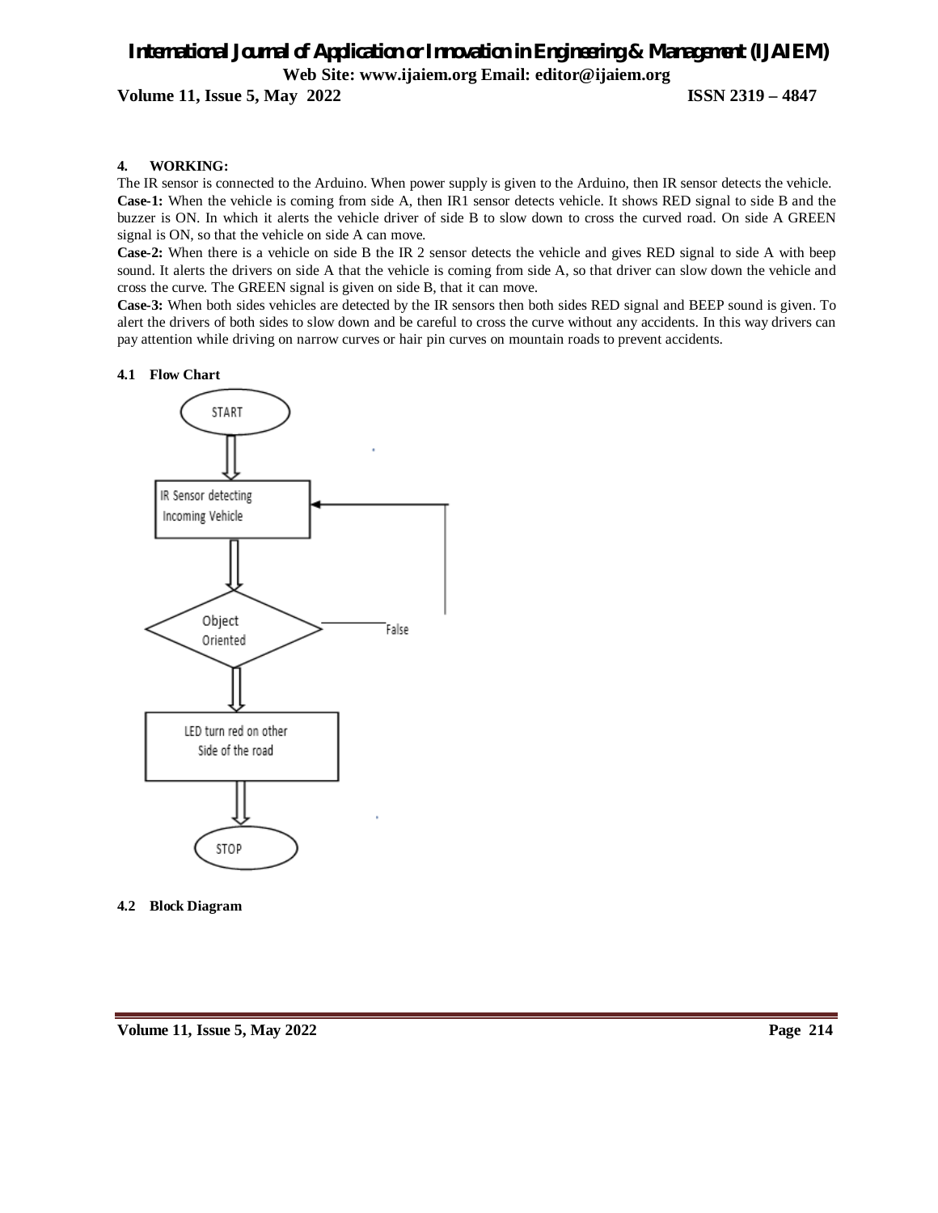## 4. WORKING:

The IR sensor is connected to the Arduino. When power supply is given to the Arduino, then IR sensor detects the vehicle.

**Case-1:** When the vehicle is coming from side A, then IR1 sensor detects vehicle. It shows RED signal to side B and the buzzer is ON. In which it alerts the vehicle driver of side B to slow down to cross the curved road. On side A GREEN signal is ON, so that the vehicle on side A can move.

**Case-2:** When there is a vehicle on side B the IR 2 sensor detects the vehicle and gives RED signal to side A with beep sound. It alerts the drivers on side A that the vehicle is coming from side A, so that driver can slow down the vehicle and cross the curve. The GREEN signal is given on side B, that it can move.

**Case-3:** When both sides vehicles are detected by the IR sensors then both sides RED signal and BEEP sound is given. To alert the drivers of both sides to slow down and be careful to cross the curve without any accidents. In this way drivers can pay attention while driving on narrow curves or hair pin curves on mountain roads to prevent accidents.

### 4.1 Flow Chart

START

IR Sensor detecting Incoming Vehicle

Object Oriented

False

LED turn red on other Side of the road

STOP

### 4.2 Block Diagram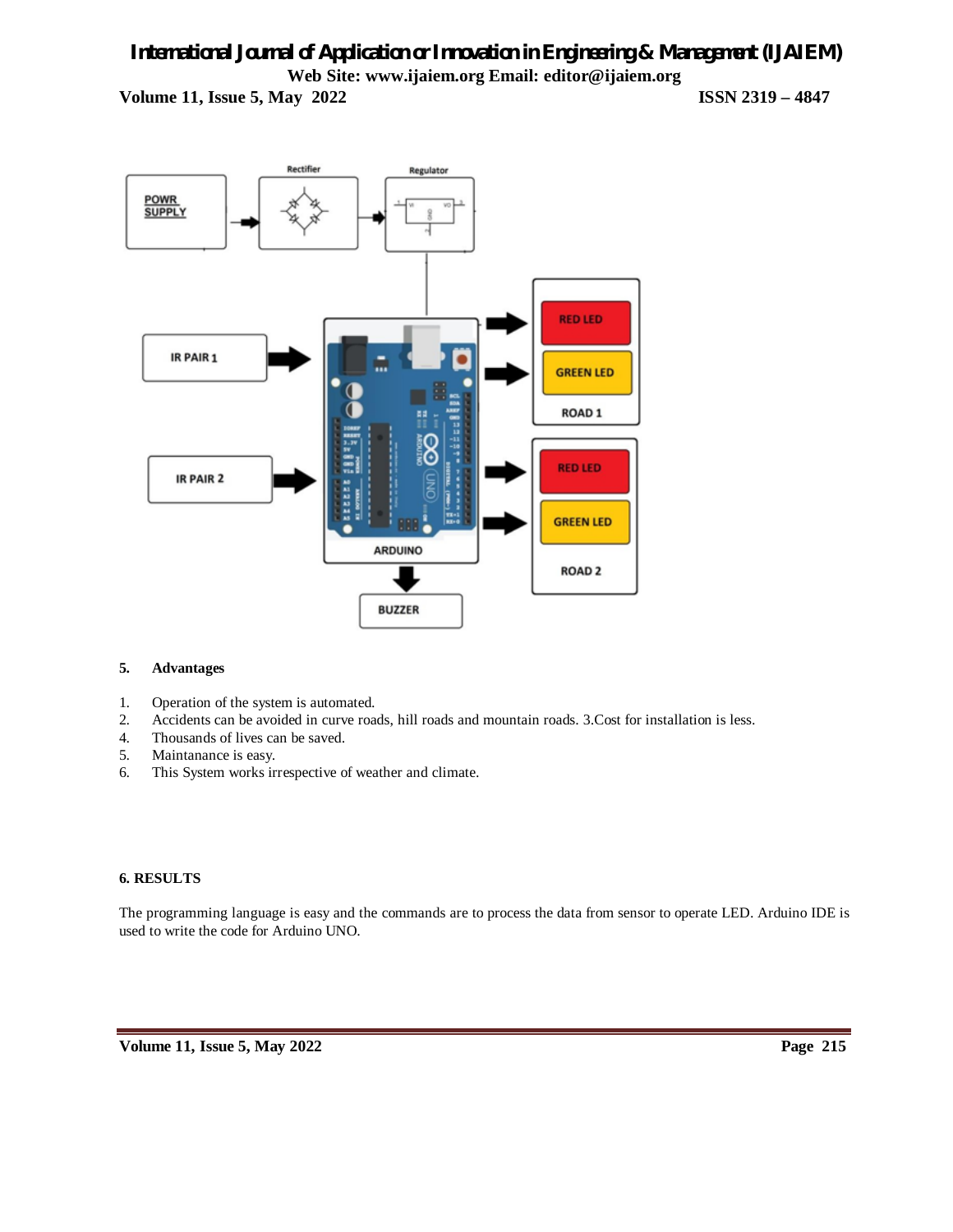## 5. Advantages

1. Operation of the system is automated.
2. Accidents can be avoided in curve roads, hill roads and mountain roads. 3.Cost for installation is less.
4. Thousands of lives can be saved.
5. Maintanance is easy.
6. This System works irrespective of weather and climate.

## 6. RESULTS

The programming language is easy and the commands are to process the data from sensor to operate LED. Arduino IDE is used to write the code for Arduino UNO.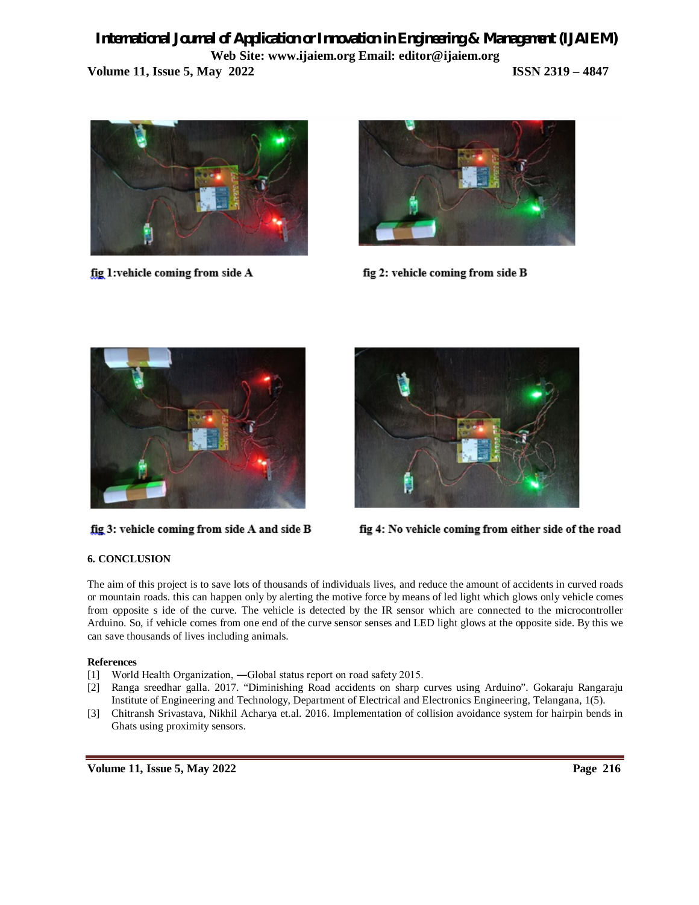fig 1:vehicle coming from side A

fig 2: vehicle coming from side B

fig 3: vehicle coming from side A and side B

fig 4: No vehicle coming from either side of the road

## 6. CONCLUSION

The aim of this project is to save lots of thousands of individuals lives, and reduce the amount of accidents in curved roads or mountain roads. this can happen only by alerting the motive force by means of led light which glows only vehicle comes from opposite s ide of the curve. The vehicle is detected by the IR sensor which are connected to the microcontroller Arduino. So, if vehicle comes from one end of the curve sensor senses and LED light glows at the opposite side. By this we can save thousands of lives including animals.

### References

[1] World Health Organization, ―Global status report on road safety 2015.

[2] Ranga sreedhar galla. 2017. "Diminishing Road accidents on sharp curves using Arduino". Gokaraju Rangaraju Institute of Engineering and Technology, Department of Electrical and Electronics Engineering, Telangana, 1(5).

[3] Chitransh Srivastava, Nikhil Acharya et.al. 2016. Implementation of collision avoidance system for hairpin bends in Ghats using proximity sensors.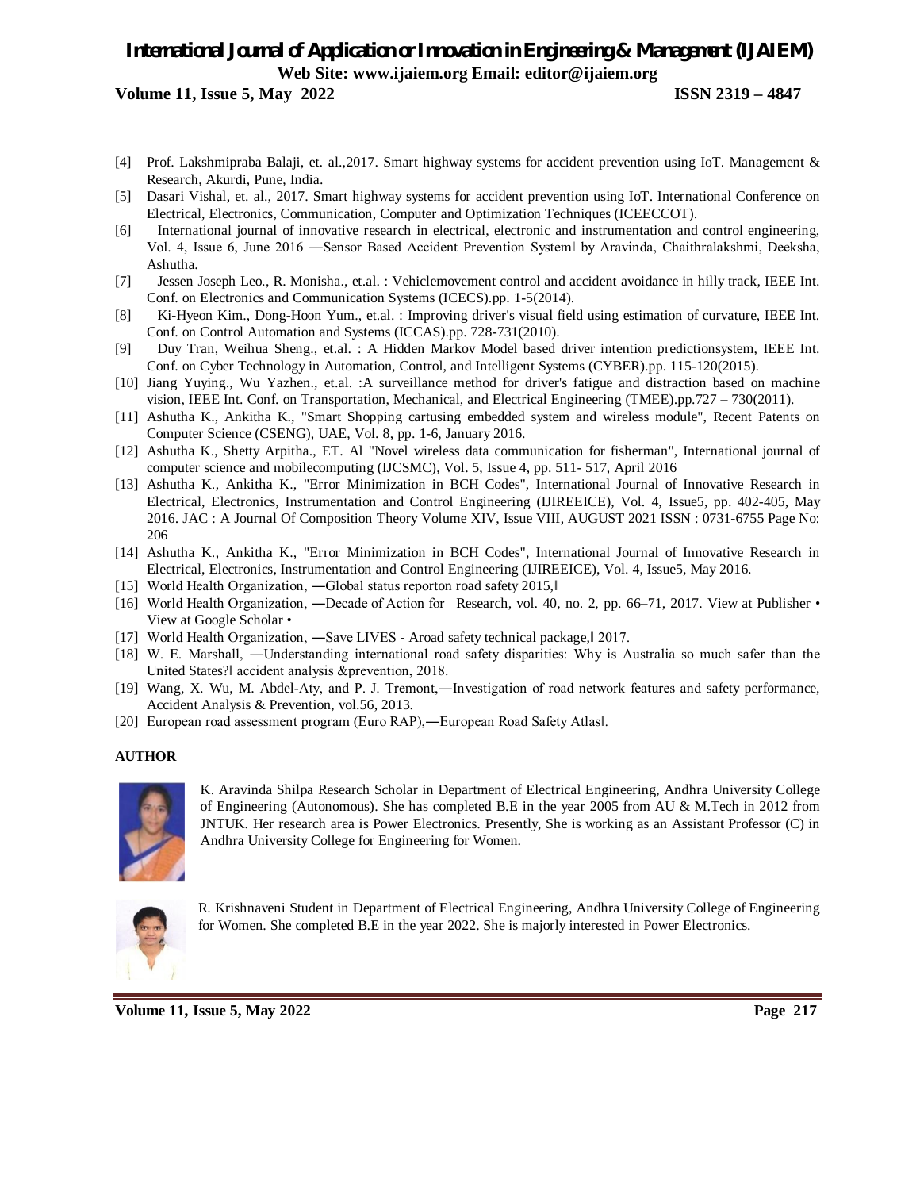[4] Prof. Lakshmipraba Balaji, et. al.,2017. Smart highway systems for accident prevention using IoT. Management & Research, Akurdi, Pune, India.

[5] Dasari Vishal, et. al., 2017. Smart highway systems for accident prevention using IoT. International Conference on Electrical, Electronics, Communication, Computer and Optimization Techniques (ICEECCOT).

[6] International journal of innovative research in electrical, electronic and instrumentation and control engineering, Vol. 4, Issue 6, June 2016 ―Sensor Based Accident Prevention System‖ by Aravinda, Chaithralakshmi, Deeksha, Ashutha.

[7] Jessen Joseph Leo., R. Monisha., et.al. : Vehiclemovement control and accident avoidance in hilly track, IEEE Int. Conf. on Electronics and Communication Systems (ICECS).pp. 1-5(2014).

[8] Ki-Hyeon Kim., Dong-Hoon Yum., et.al. : Improving driver's visual field using estimation of curvature, IEEE Int. Conf. on Control Automation and Systems (ICCAS).pp. 728-731(2010).

[9] Duy Tran, Weihua Sheng., et.al. : A Hidden Markov Model based driver intention predictionsystem, IEEE Int. Conf. on Cyber Technology in Automation, Control, and Intelligent Systems (CYBER).pp. 115-120(2015).

[10] Jiang Yuying., Wu Yazhen., et.al. :A surveillance method for driver's fatigue and distraction based on machine vision, IEEE Int. Conf. on Transportation, Mechanical, and Electrical Engineering (TMEE).pp.727 – 730(2011).

[11] Ashutha K., Ankitha K., "Smart Shopping cartusing embedded system and wireless module", Recent Patents on Computer Science (CSENG), UAE, Vol. 8, pp. 1-6, January 2016.

[12] Ashutha K., Shetty Arpitha., ET. Al "Novel wireless data communication for fisherman", International journal of computer science and mobilecomputing (IJCSMC), Vol. 5, Issue 4, pp. 511- 517, April 2016

[13] Ashutha K., Ankitha K., "Error Minimization in BCH Codes", International Journal of Innovative Research in Electrical, Electronics, Instrumentation and Control Engineering (IJIREEICE), Vol. 4, Issue5, pp. 402-405, May 2016. JAC : A Journal Of Composition Theory Volume XIV, Issue VIII, AUGUST 2021 ISSN : 0731-6755 Page No: 206

[14] Ashutha K., Ankitha K., "Error Minimization in BCH Codes", International Journal of Innovative Research in Electrical, Electronics, Instrumentation and Control Engineering (IJIREEICE), Vol. 4, Issue5, May 2016.

[15] World Health Organization, ―Global status reporton road safety 2015,‖

[16] World Health Organization, ―Decade of Action for Research, vol. 40, no. 2, pp. 66–71, 2017. View at Publisher • View at Google Scholar •

[17] World Health Organization, ―Save LIVES - Aroad safety technical package,‖ 2017.

[18] W. E. Marshall, ―Understanding international road safety disparities: Why is Australia so much safer than the United States?‖ accident analysis &prevention, 2018.

[19] Wang, X. Wu, M. Abdel-Aty, and P. J. Tremont,―Investigation of road network features and safety performance, Accident Analysis & Prevention, vol.56, 2013.

[20] European road assessment program (Euro RAP),―European Road Safety Atlas‖.

**AUTHOR**

K. Aravinda Shilpa Research Scholar in Department of Electrical Engineering, Andhra University College of Engineering (Autonomous). She has completed B.E in the year 2005 from AU & M.Tech in 2012 from JNTUK. Her research area is Power Electronics. Presently, She is working as an Assistant Professor (C) in Andhra University College for Engineering for Women.

R. Krishnaveni Student in Department of Electrical Engineering, Andhra University College of Engineering for Women. She completed B.E in the year 2022. She is majorly interested in Power Electronics.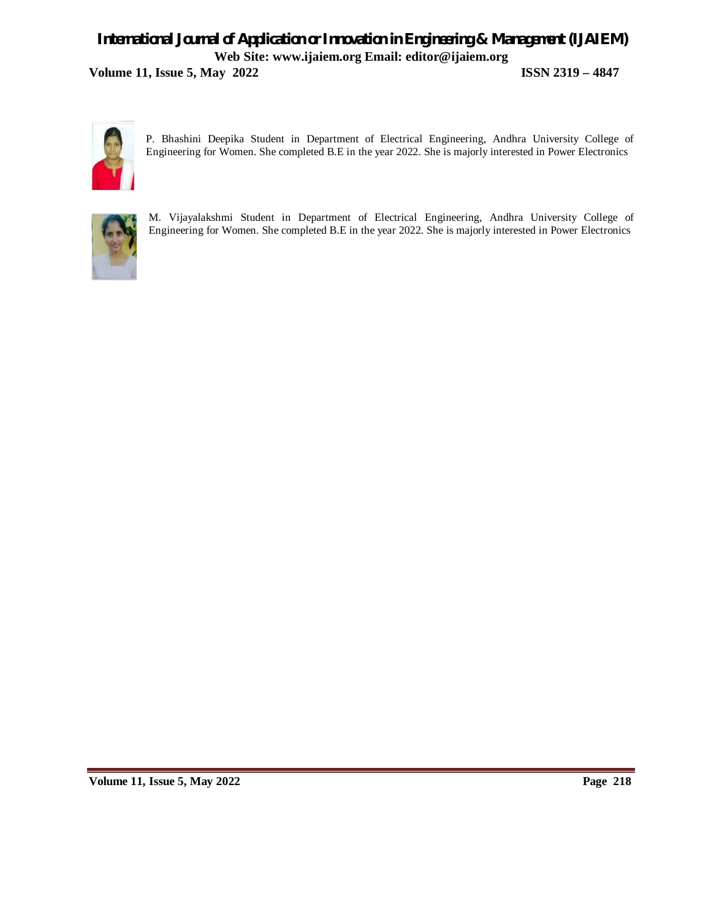P. Bhashini Deepika Student in Department of Electrical Engineering, Andhra University College of Engineering for Women. She completed B.E in the year 2022. She is majorly interested in Power Electronics

M. Vijayalakshmi Student in Department of Electrical Engineering, Andhra University College of Engineering for Women. She completed B.E in the year 2022. She is majorly interested in Power Electronics